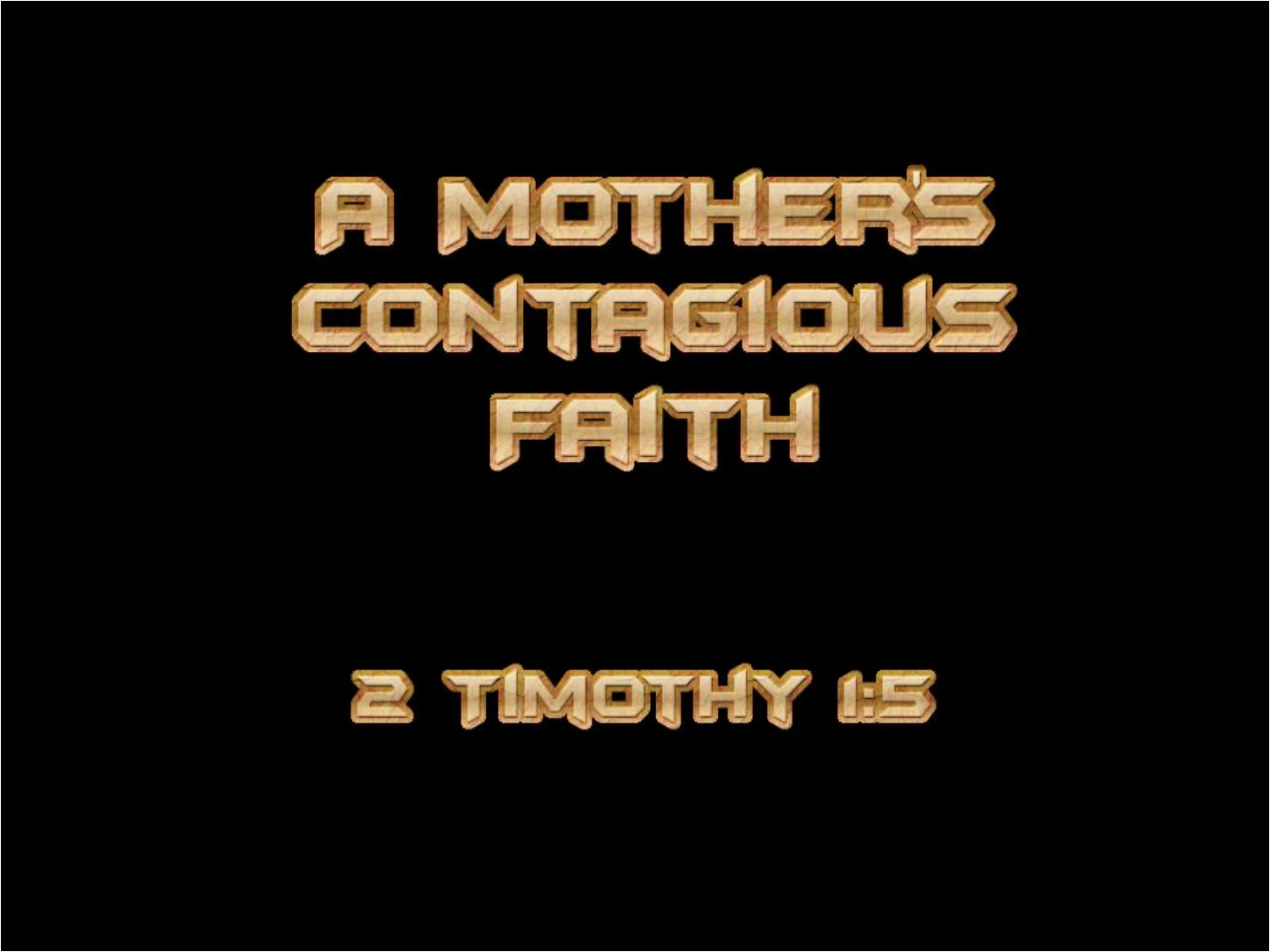# A MOTHER'S CONTAGIOUS FAITH

2 TIMOTHY 1:5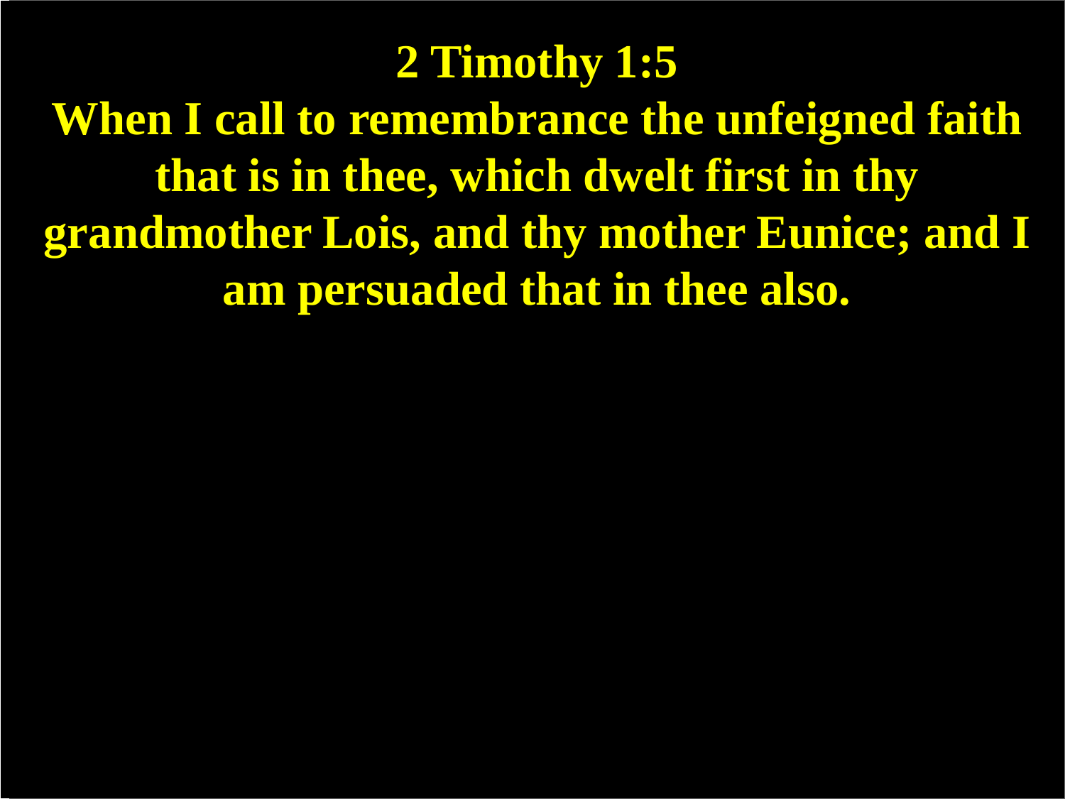# 2 Timothy 1:5

**When I call to remembrance the unfeigned faith that is in thee, which dwelt first in thy grandmother Lois, and thy mother Eunice; and I am persuaded that in thee also.**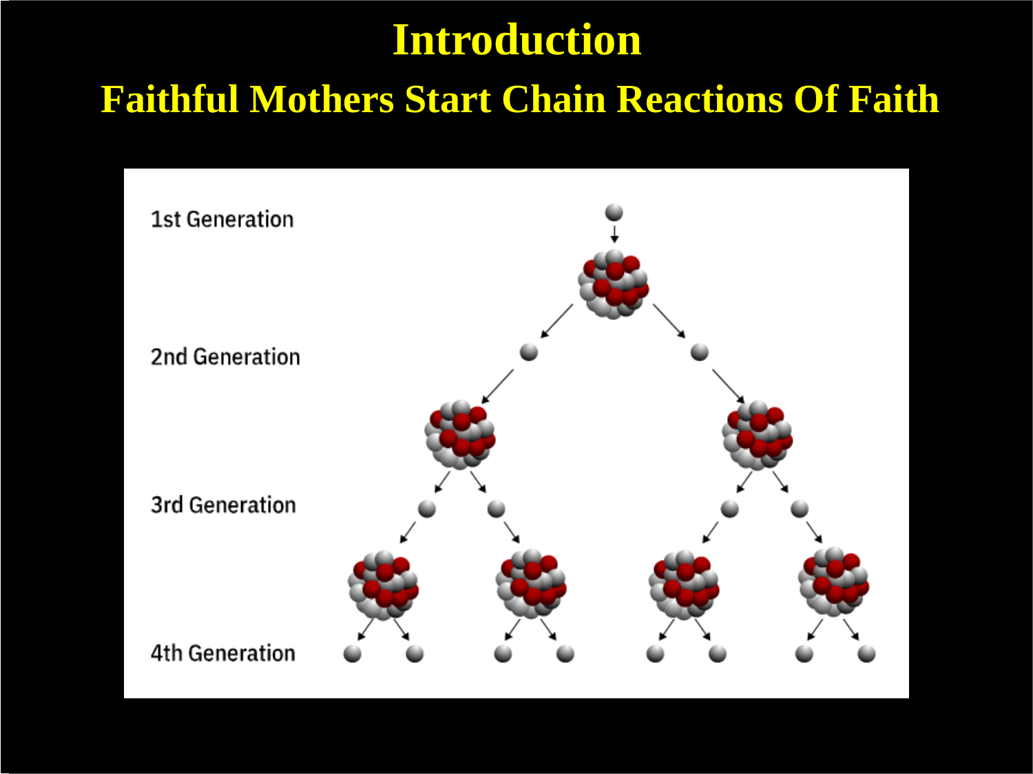# Introduction

## Faithful Mothers Start Chain Reactions Of Faith

1st Generation

2nd Generation

3rd Generation

4th Generation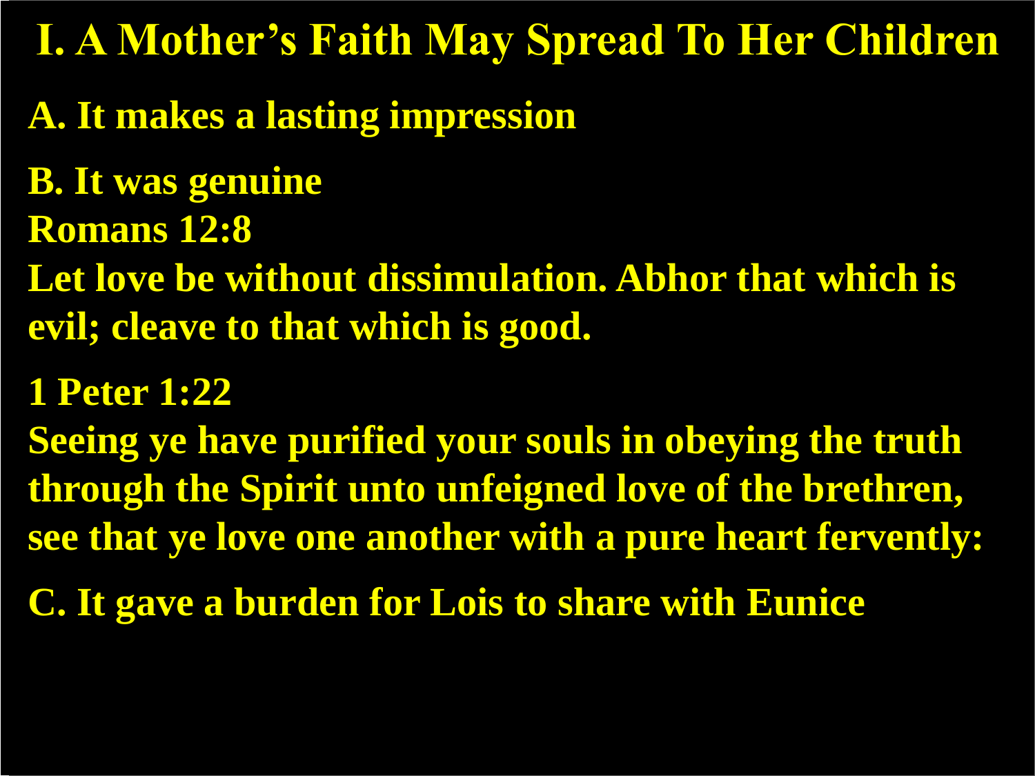# I. A Mother's Faith May Spread To Her Children

**A. It makes a lasting impression**

**B. It was genuine**

**Romans 12:8**

**Let love be without dissimulation. Abhor that which is evil; cleave to that which is good.**

**1 Peter 1:22**

**Seeing ye have purified your souls in obeying the truth through the Spirit unto unfeigned love of the brethren, see that ye love one another with a pure heart fervently:**

**C. It gave a burden for Lois to share with Eunice**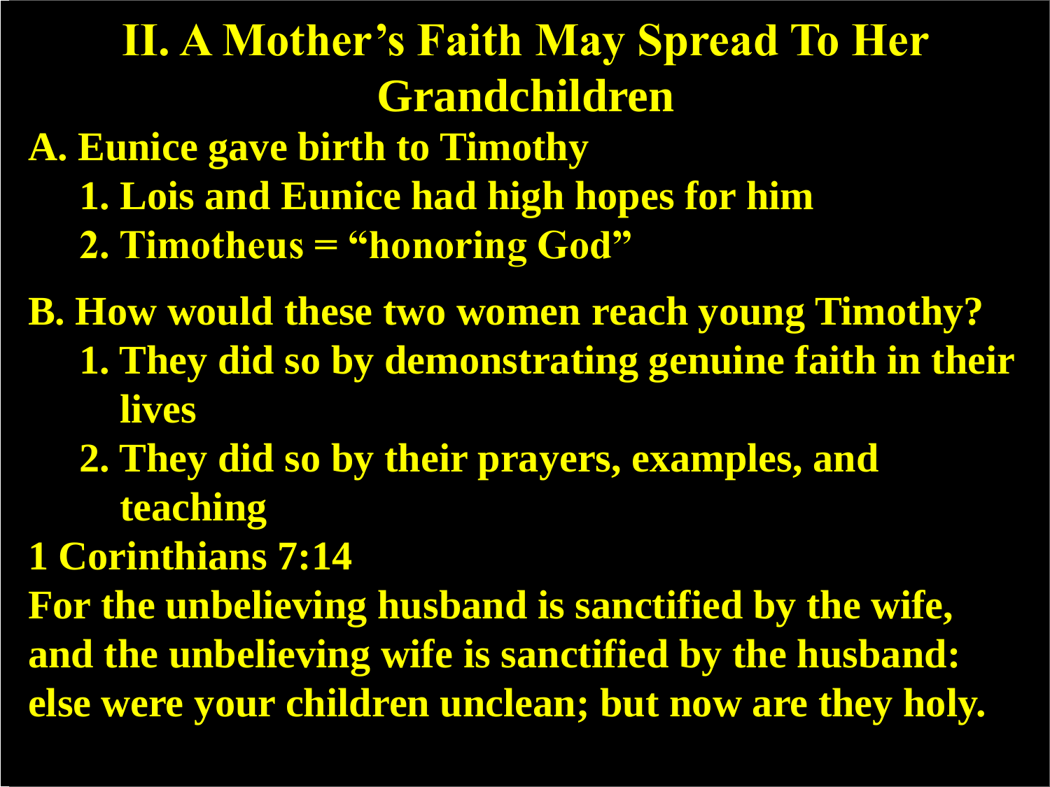# II. A Mother's Faith May Spread To Her Grandchildren

**A. Eunice gave birth to Timothy**

1. **Lois and Eunice had high hopes for him**
2. **Timotheus = "honoring God"**

**B. How would these two women reach young Timothy?**

1. **They did so by demonstrating genuine faith in their lives**
2. **They did so by their prayers, examples, and teaching**

**1 Corinthians 7:14**

**For the unbelieving husband is sanctified by the wife, and the unbelieving wife is sanctified by the husband: else were your children unclean; but now are they holy.**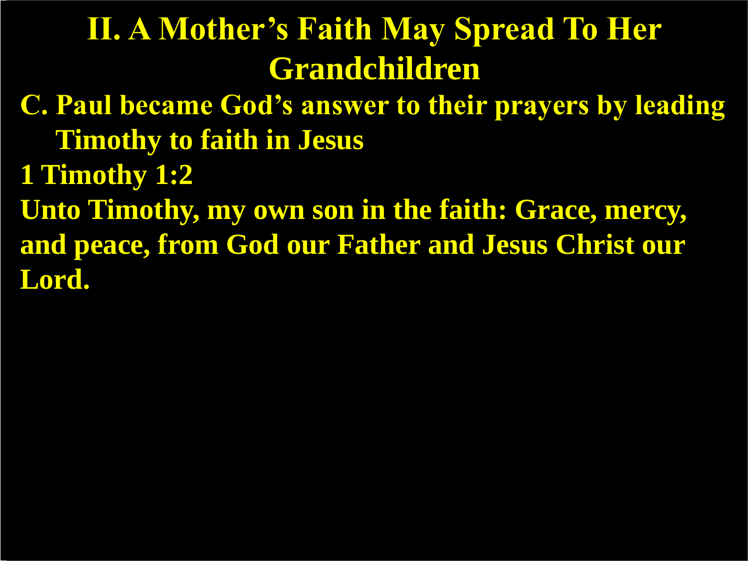# II. A Mother's Faith May Spread To Her Grandchildren

**C. Paul became God's answer to their prayers by leading Timothy to faith in Jesus**

**1 Timothy 1:2**

**Unto Timothy, my own son in the faith: Grace, mercy, and peace, from God our Father and Jesus Christ our Lord.**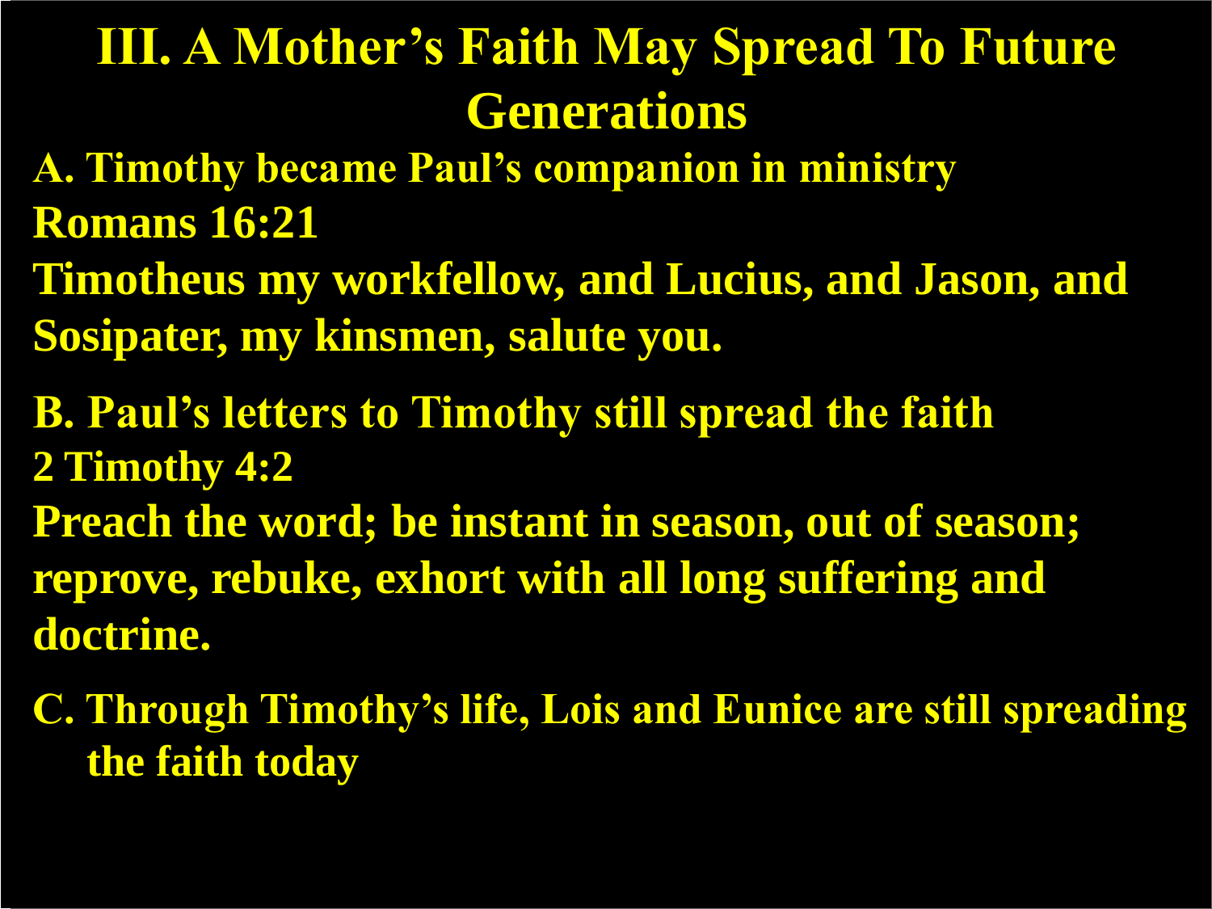# III. A Mother's Faith May Spread To Future Generations

**A. Timothy became Paul's companion in ministry**

**Romans 16:21**

**Timotheus my workfellow, and Lucius, and Jason, and Sosipater, my kinsmen, salute you.**

**B. Paul's letters to Timothy still spread the faith**

**2 Timothy 4:2**

**Preach the word; be instant in season, out of season; reprove, rebuke, exhort with all long suffering and doctrine.**

**C. Through Timothy's life, Lois and Eunice are still spreading the faith today**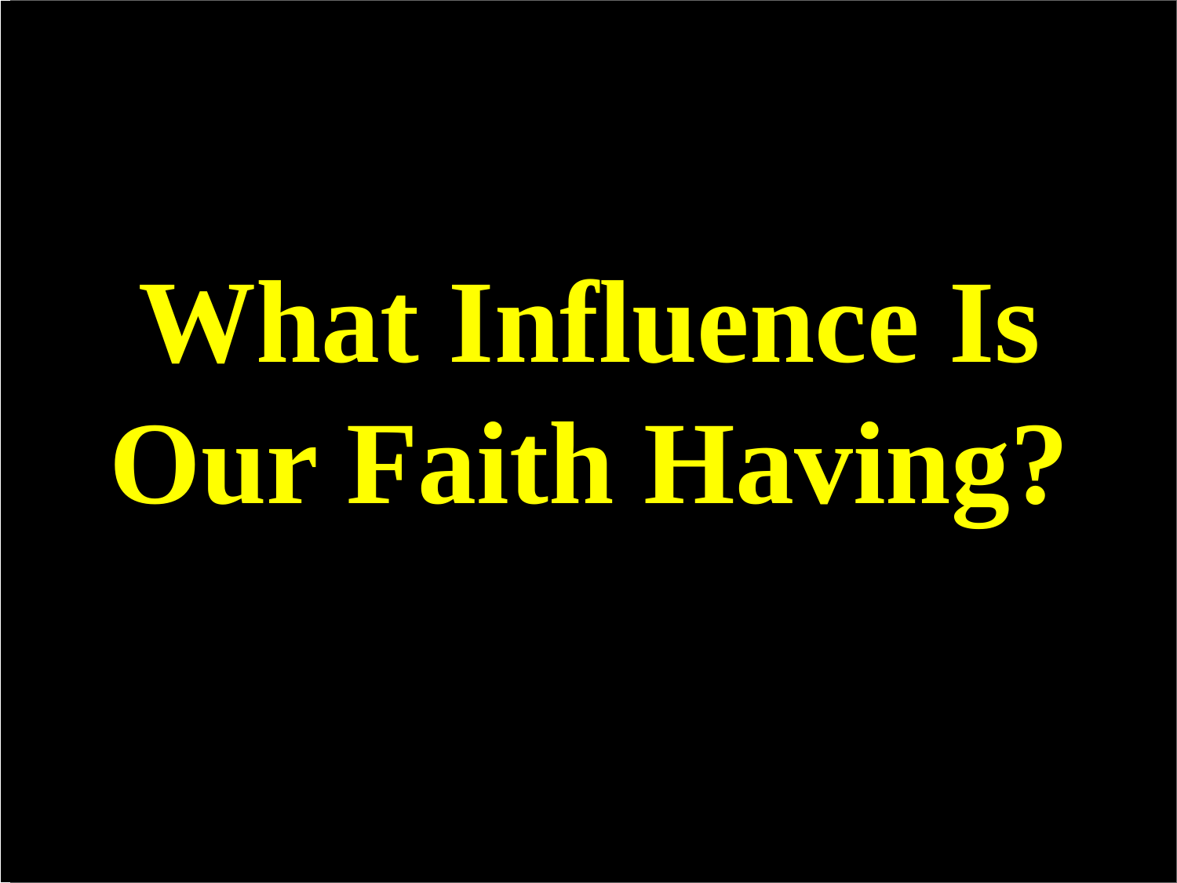# What Influence Is Our Faith Having?